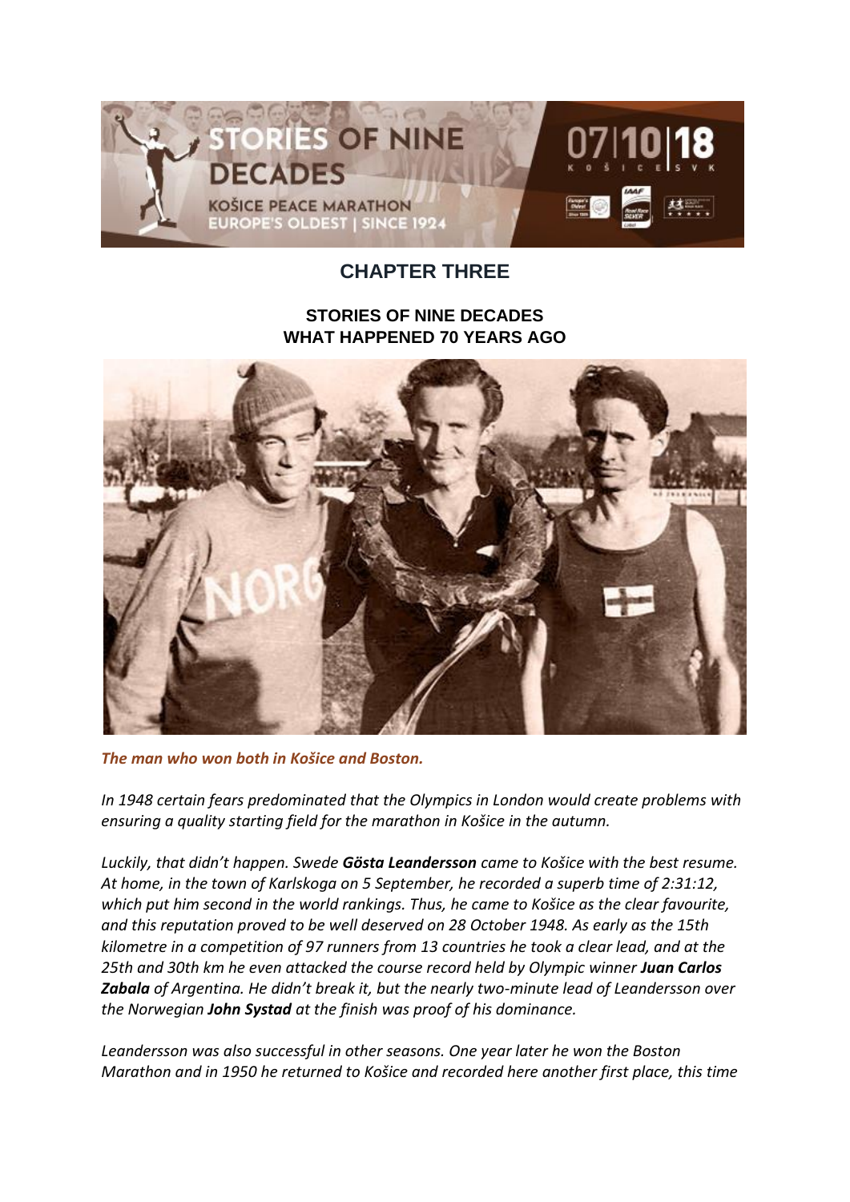STORIES OF NINE DECADES

KOŠICE PEACE MARATHON
EUROPE'S OLDEST | SINCE 1924

07|10|18
KOŠICE | SVK

## CHAPTER THREE

### STORIES OF NINE DECADES
### WHAT HAPPENED 70 YEARS AGO

***The man who won both in Košice and Boston.***

*In 1948 certain fears predominated that the Olympics in London would create problems with ensuring a quality starting field for the marathon in Košice in the autumn.*

*Luckily, that didn't happen. Swede **Gösta Leandersson** came to Košice with the best resume. At home, in the town of Karlskoga on 5 September, he recorded a superb time of 2:31:12, which put him second in the world rankings. Thus, he came to Košice as the clear favourite, and this reputation proved to be well deserved on 28 October 1948. As early as the 15th kilometre in a competition of 97 runners from 13 countries he took a clear lead, and at the 25th and 30th km he even attacked the course record held by Olympic winner **Juan Carlos Zabala** of Argentina. He didn't break it, but the nearly two-minute lead of Leandersson over the Norwegian **John Systad** at the finish was proof of his dominance.*

*Leandersson was also successful in other seasons. One year later he won the Boston Marathon and in 1950 he returned to Košice and recorded here another first place, this time*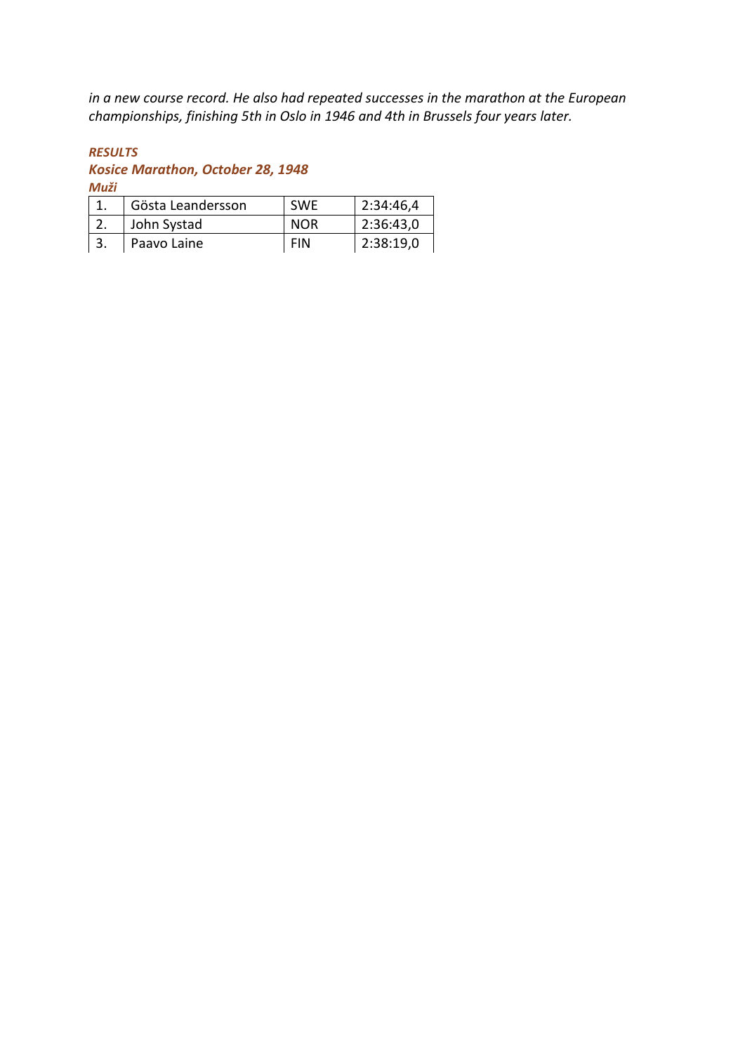*in a new course record. He also had repeated successes in the marathon at the European championships, finishing 5th in Oslo in 1946 and 4th in Brussels four years later.*

***RESULTS***

***Kosice Marathon, October 28, 1948***

***Muži***

| | | | |
|---|---|---|---|
| 1. | Gösta Leandersson | SWE | 2:34:46,4 |
| 2. | John Systad | NOR | 2:36:43,0 |
| 3. | Paavo Laine | FIN | 2:38:19,0 |